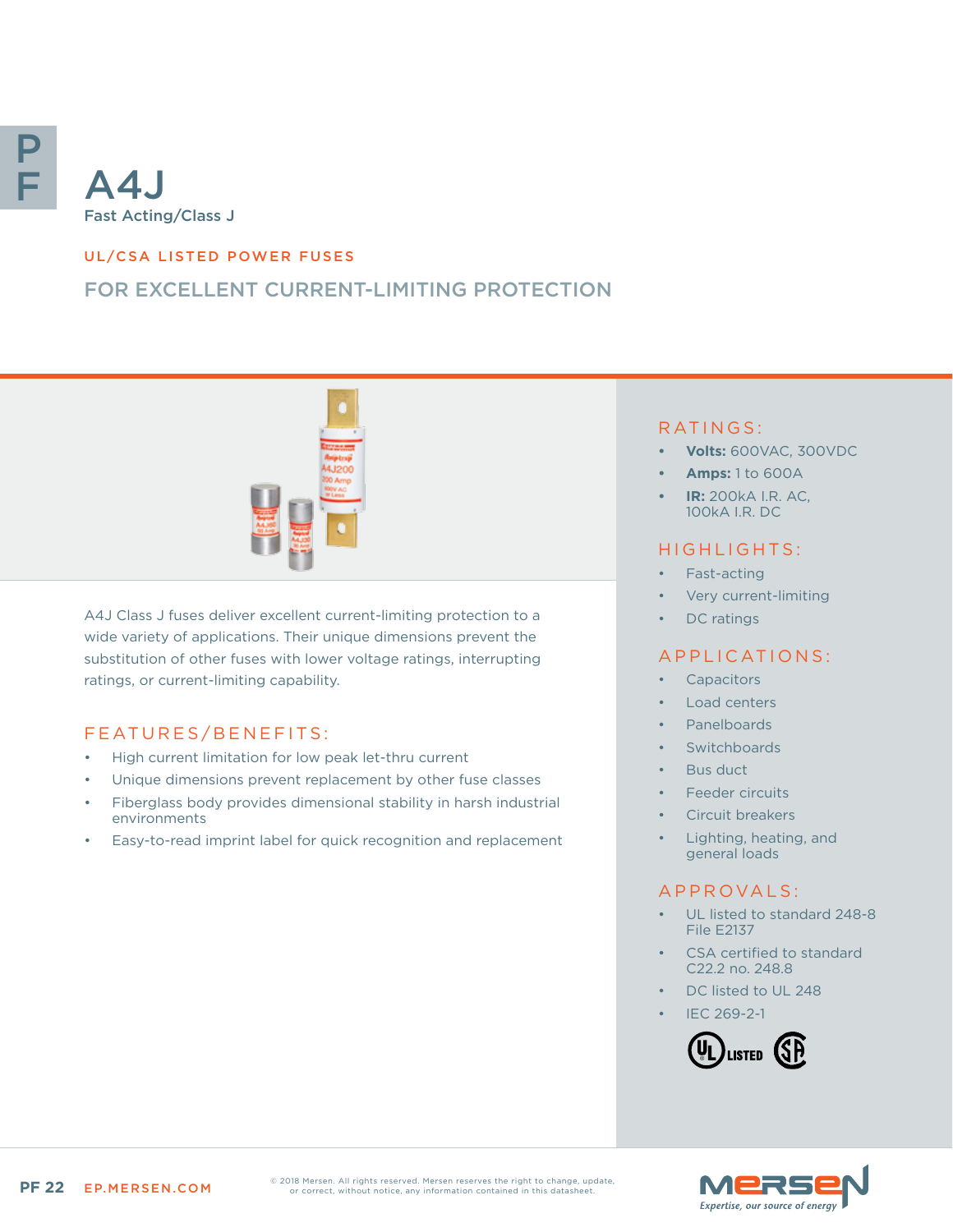# A4J

Fast Acting/Class J

## UL/CSA LISTED POWER FUSES

## FOR EXCELLENT CURRENT-LIMITING PROTECTION

A4J Class J fuses deliver excellent current-limiting protection to a wide variety of applications. Their unique dimensions prevent the substitution of other fuses with lower voltage ratings, interrupting ratings, or current-limiting capability.

### FEATURES/BENEFITS:

- High current limitation for low peak let-thru current
- Unique dimensions prevent replacement by other fuse classes
- Fiberglass body provides dimensional stability in harsh industrial environments
- Easy-to-read imprint label for quick recognition and replacement

### RATINGS:

- **Volts:** 600VAC, 300VDC
- **Amps:** 1 to 600A
- **IR:** 200kA I.R. AC, 100kA I.R. DC

### HIGHLIGHTS:

- Fast-acting
- Very current-limiting
- DC ratings

### APPLICATIONS:

- Capacitors
- Load centers
- Panelboards
- Switchboards
- Bus duct
- Feeder circuits
- Circuit breakers
- Lighting, heating, and general loads

### APPROVALS:

- UL listed to standard 248-8 File E2137
- CSA certified to standard C22.2 no. 248.8
- DC listed to UL 248
- IEC 269-2-1

© 2018 Mersen. All rights reserved. Mersen reserves the right to change, update, or correct, without notice, any information contained in this datasheet.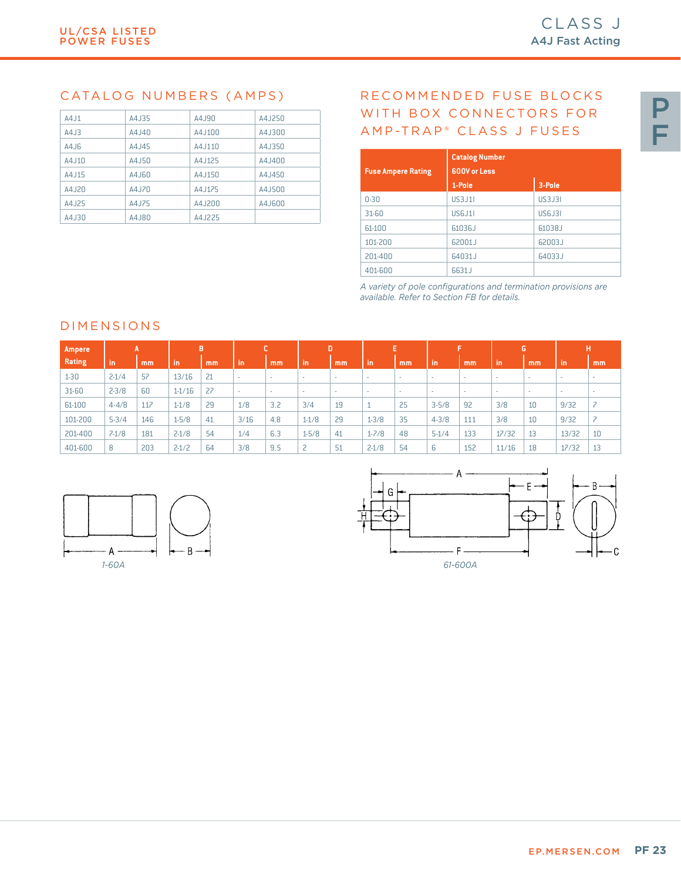## CATALOG NUMBERS (AMPS)

| | | | |
|---|---|---|---|
| A4J1 | A4J35 | A4J90 | A4J250 |
| A4J3 | A4J40 | A4J100 | A4J300 |
| A4J6 | A4J45 | A4J110 | A4J350 |
| A4J10 | A4J50 | A4J125 | A4J400 |
| A4J15 | A4J60 | A4J150 | A4J450 |
| A4J20 | A4J70 | A4J175 | A4J500 |
| A4J25 | A4J75 | A4J200 | A4J600 |
| A4J30 | A4J80 | A4J225 | |

## RECOMMENDED FUSE BLOCKS WITH BOX CONNECTORS FOR AMP-TRAP® CLASS J FUSES

| Fuse Ampere Rating | Catalog Number 600V or Less | |
|---|---|---|
| | 1-Pole | 3-Pole |
| 0-30 | US3J1I | US3J3I |
| 31-60 | US6J1I | US6J3I |
| 61-100 | 61036J | 61038J |
| 101-200 | 62001J | 62003J |
| 201-400 | 64031J | 64033J |
| 401-600 | 6631J | |

*A variety of pole configurations and termination provisions are available. Refer to Section FB for details.*

## DIMENSIONS

| Ampere Rating | A | | B | | C | | D | | E | | F | | G | | H | |
|---|---|---|---|---|---|---|---|---|---|---|---|---|---|---|---|---|
| | in | mm | in | mm | in | mm | in | mm | in | mm | in | mm | in | mm | in | mm |
| 1-30 | 2-1/4 | 57 | 13/16 | 21 | - | - | - | - | - | - | - | - | - | - | - | - |
| 31-60 | 2-3/8 | 60 | 1-1/16 | 27 | - | - | - | - | - | - | - | - | - | - | - | - |
| 61-100 | 4-4/8 | 117 | 1-1/8 | 29 | 1/8 | 3.2 | 3/4 | 19 | 1 | 25 | 3-5/8 | 92 | 3/8 | 10 | 9/32 | 7 |
| 101-200 | 5-3/4 | 146 | 1-5/8 | 41 | 3/16 | 4.8 | 1-1/8 | 29 | 1-3/8 | 35 | 4-3/8 | 111 | 3/8 | 10 | 9/32 | 7 |
| 201-400 | 7-1/8 | 181 | 2-1/8 | 54 | 1/4 | 6.3 | 1-5/8 | 41 | 1-7/8 | 48 | 5-1/4 | 133 | 17/32 | 13 | 13/32 | 10 |
| 401-600 | 8 | 203 | 2-1/2 | 64 | 3/8 | 9.5 | 2 | 51 | 2-1/8 | 54 | 6 | 152 | 11/16 | 18 | 17/32 | 13 |

A B

*1-60A*

A G E H D F B C

*61-600A*